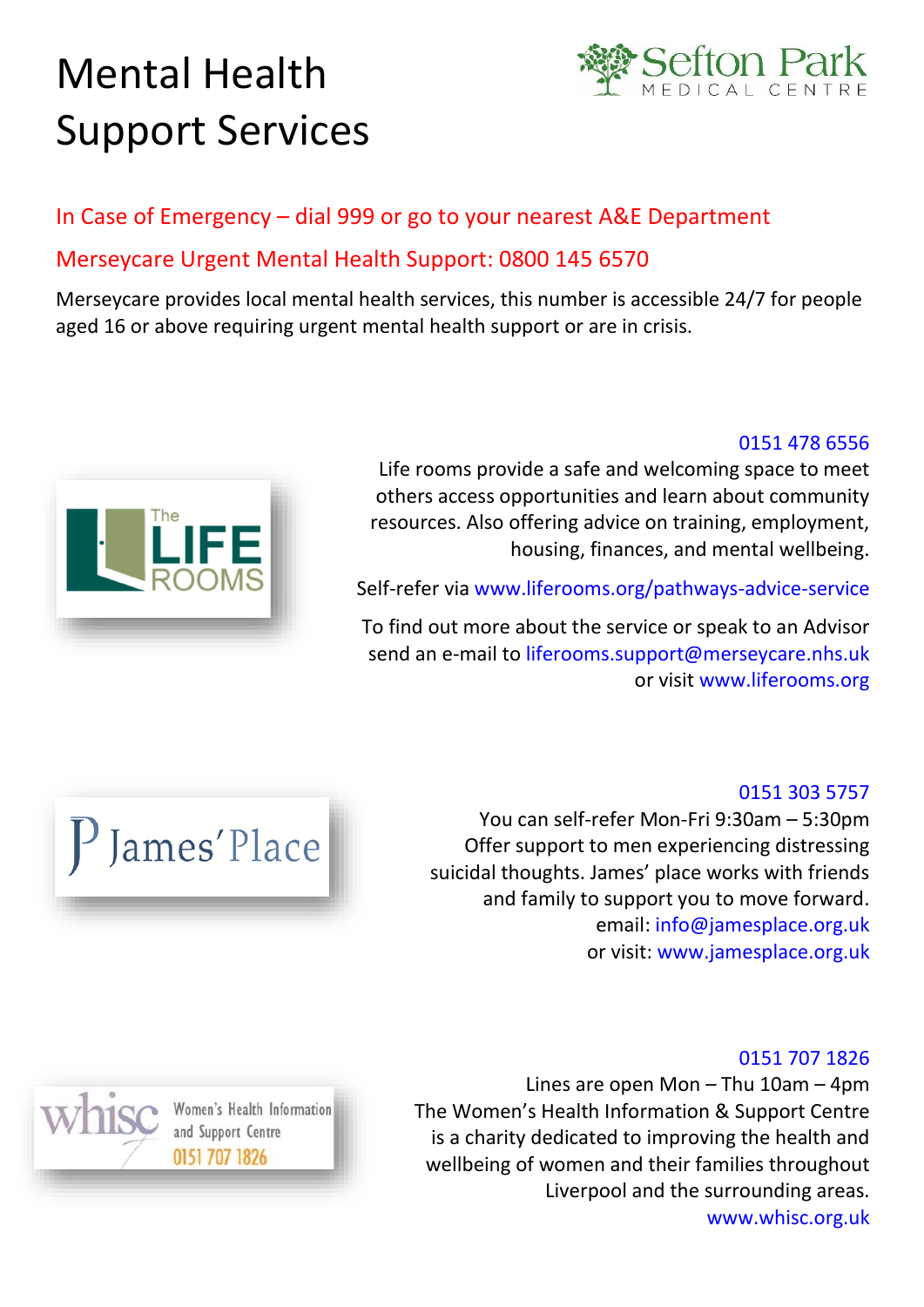# Mental Health Support Services

Sefton Park MEDICAL CENTRE

In Case of Emergency – dial 999 or go to your nearest A&E Department

Merseycare Urgent Mental Health Support: 0800 145 6570

Merseycare provides local mental health services, this number is accessible 24/7 for people aged 16 or above requiring urgent mental health support or are in crisis.

The LIFE ROOMS

0151 478 6556

Life rooms provide a safe and welcoming space to meet others access opportunities and learn about community resources. Also offering advice on training, employment, housing, finances, and mental wellbeing.

Self-refer via www.liferooms.org/pathways-advice-service

To find out more about the service or speak to an Advisor send an e-mail to liferooms.support@merseycare.nhs.uk or visit www.liferooms.org

James' Place

0151 303 5757

You can self-refer Mon-Fri 9:30am – 5:30pm
Offer support to men experiencing distressing suicidal thoughts. James' place works with friends and family to support you to move forward.
email: info@jamesplace.org.uk
or visit: www.jamesplace.org.uk

whisc Women's Health Information and Support Centre 0151 707 1826

0151 707 1826

Lines are open Mon – Thu 10am – 4pm
The Women's Health Information & Support Centre is a charity dedicated to improving the health and wellbeing of women and their families throughout Liverpool and the surrounding areas.
www.whisc.org.uk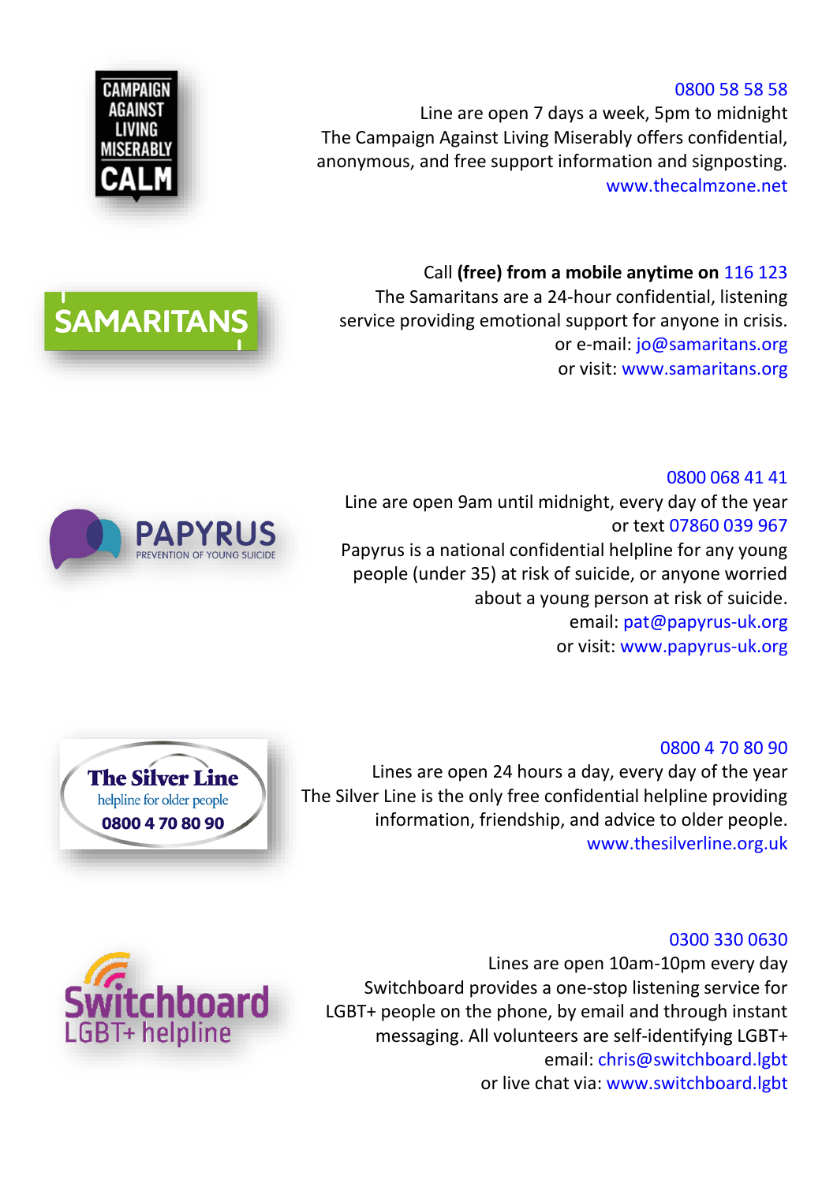**CAMPAIGN AGAINST LIVING MISERABLY CALM**

0800 58 58 58
Line are open 7 days a week, 5pm to midnight
The Campaign Against Living Miserably offers confidential, anonymous, and free support information and signposting.
www.thecalmzone.net

**SAMARITANS**

Call **(free) from a mobile anytime on** 116 123
The Samaritans are a 24-hour confidential, listening service providing emotional support for anyone in crisis.
or e-mail: jo@samaritans.org
or visit: www.samaritans.org

**PAPYRUS** PREVENTION OF YOUNG SUICIDE

0800 068 41 41
Line are open 9am until midnight, every day of the year
or text 07860 039 967
Papyrus is a national confidential helpline for any young people (under 35) at risk of suicide, or anyone worried about a young person at risk of suicide.
email: pat@papyrus-uk.org
or visit: www.papyrus-uk.org

**The Silver Line** helpline for older people **0800 4 70 80 90**

0800 4 70 80 90
Lines are open 24 hours a day, every day of the year
The Silver Line is the only free confidential helpline providing information, friendship, and advice to older people.
www.thesilverline.org.uk

**Switchboard** LGBT+ helpline

0300 330 0630
Lines are open 10am-10pm every day
Switchboard provides a one-stop listening service for LGBT+ people on the phone, by email and through instant messaging. All volunteers are self-identifying LGBT+
email: chris@switchboard.lgbt
or live chat via: www.switchboard.lgbt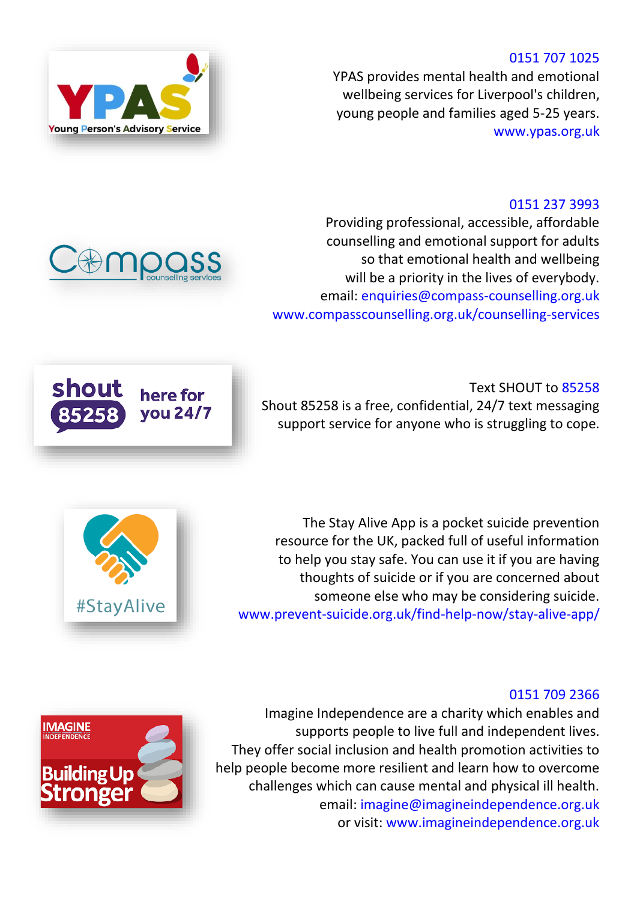YPAS
Young Person's Advisory Service

0151 707 1025
YPAS provides mental health and emotional wellbeing services for Liverpool's children, young people and families aged 5-25 years.
www.ypas.org.uk

Compass
counselling services

0151 237 3993
Providing professional, accessible, affordable counselling and emotional support for adults so that emotional health and wellbeing will be a priority in the lives of everybody.
email: enquiries@compass-counselling.org.uk
www.compasscounselling.org.uk/counselling-services

shout 85258 here for you 24/7

Text SHOUT to 85258
Shout 85258 is a free, confidential, 24/7 text messaging support service for anyone who is struggling to cope.

#StayAlive

The Stay Alive App is a pocket suicide prevention resource for the UK, packed full of useful information to help you stay safe. You can use it if you are having thoughts of suicide or if you are concerned about someone else who may be considering suicide.
www.prevent-suicide.org.uk/find-help-now/stay-alive-app/

IMAGINE INDEPENDENCE
Building Up Stronger

0151 709 2366
Imagine Independence are a charity which enables and supports people to live full and independent lives.
They offer social inclusion and health promotion activities to help people become more resilient and learn how to overcome challenges which can cause mental and physical ill health.
email: imagine@imagineindependence.org.uk
or visit: www.imagineindependence.org.uk